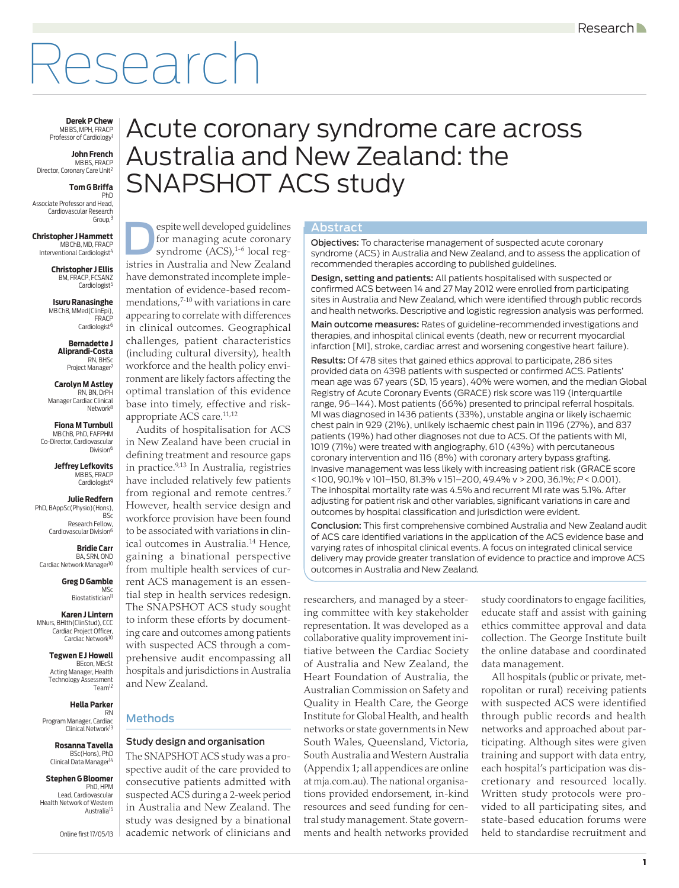# Acute coronary syndrome care across Australia and New Zealand: the SNAPSHOT ACS study

**Derek P Chew**
MB BS, MPH, FRACP
Professor of Cardiology[1]

**John French**
MB BS, FRACP
Director, Coronary Care Unit[2]

**Tom G Briffa**
PhD
Associate Professor and Head, Cardiovascular Research Group,[3]

**Christopher J Hammett**
MB ChB, MD, FRACP
Interventional Cardiologist[4]

**Christopher J Ellis**
BM, FRACP, FCSANZ
Cardiologist[5]

**Isuru Ranasinghe**
MB ChB, MMed(ClinEpi), FRACP
Cardiologist[6]

**Bernadette J Aliprandi-Costa**
RN, BHSc
Project Manager[7]

**Carolyn M Astley**
RN, BN, DrPH
Manager Cardiac Clinical Network[8]

**Fiona M Turnbull**
MB ChB, PhD, FAFPHM
Co-Director, Cardiovascular Division[6]

**Jeffrey Lefkovits**
MB BS, FRACP
Cardiologist[9]

**Julie Redfern**
PhD, BAppSc(Physio)(Hons), BSc
Research Fellow, Cardiovascular Division[6]

**Bridie Carr**
BA, SRN, OND
Cardiac Network Manager[10]

**Greg D Gamble**
MSc
Biostatistician[11]

**Karen J Lintern**
MNurs, BHlth(ClinStud), CCC
Cardiac Project Officer, Cardiac Network[10]

**Tegwen E J Howell**
BEcon, MEcSt
Acting Manager, Health Technology Assessment Team[12]

**Hella Parker**
RN
Program Manager, Cardiac Clinical Network[13]

**Rosanna Tavella**
BSc(Hons), PhD
Clinical Data Manager[14]

**Stephen G Bloomer**
PhD, HPM
Lead, Cardiovascular Health Network of Western Australia[15]

Online first 17/05/13

## Abstract

**Objectives:** To characterise management of suspected acute coronary syndrome (ACS) in Australia and New Zealand, and to assess the application of recommended therapies according to published guidelines.

**Design, setting and patients:** All patients hospitalised with suspected or confirmed ACS between 14 and 27 May 2012 were enrolled from participating sites in Australia and New Zealand, which were identified through public records and health networks. Descriptive and logistic regression analysis was performed.

**Main outcome measures:** Rates of guideline-recommended investigations and therapies, and inhospital clinical events (death, new or recurrent myocardial infarction [MI], stroke, cardiac arrest and worsening congestive heart failure).

**Results:** Of 478 sites that gained ethics approval to participate, 286 sites provided data on 4398 patients with suspected or confirmed ACS. Patients' mean age was 67 years (SD, 15 years), 40% were women, and the median Global Registry of Acute Coronary Events (GRACE) risk score was 119 (interquartile range, 96–144). Most patients (66%) presented to principal referral hospitals. MI was diagnosed in 1436 patients (33%), unstable angina or likely ischaemic chest pain in 929 (21%), unlikely ischaemic chest pain in 1196 (27%), and 837 patients (19%) had other diagnoses not due to ACS. Of the patients with MI, 1019 (71%) were treated with angiography, 610 (43%) with percutaneous coronary intervention and 116 (8%) with coronary artery bypass grafting. Invasive management was less likely with increasing patient risk (GRACE score < 100, 90.1% v 101–150, 81.3% v 151–200, 49.4% v > 200, 36.1%; $P < 0.001$). The inhospital mortality rate was 4.5% and recurrent MI rate was 5.1%. After adjusting for patient risk and other variables, significant variations in care and outcomes by hospital classification and jurisdiction were evident.

**Conclusion:** This first comprehensive combined Australia and New Zealand audit of ACS care identified variations in the application of the ACS evidence base and varying rates of inhospital clinical events. A focus on integrated clinical service delivery may provide greater translation of evidence to practice and improve ACS outcomes in Australia and New Zealand.

Despite well developed guidelines for managing acute coronary syndrome (ACS),[1-6] local registries in Australia and New Zealand have demonstrated incomplete implementation of evidence-based recommendations,[7-10] with variations in care appearing to correlate with differences in clinical outcomes. Geographical challenges, patient characteristics (including cultural diversity), health workforce and the health policy environment are likely factors affecting the optimal translation of this evidence base into timely, effective and risk-appropriate ACS care.[11,12]

Audits of hospitalisation for ACS in New Zealand have been crucial in defining treatment and resource gaps in practice.[9,13] In Australia, registries have included relatively few patients from regional and remote centres.[7] However, health service design and workforce provision have been found to be associated with variations in clinical outcomes in Australia.[14] Hence, gaining a binational perspective from multiple health services of current ACS management is an essential step in health services redesign. The SNAPSHOT ACS study sought to inform these efforts by documenting care and outcomes among patients with suspected ACS through a comprehensive audit encompassing all hospitals and jurisdictions in Australia and New Zealand.

## Methods

### Study design and organisation

The SNAPSHOT ACS study was a prospective audit of the care provided to consecutive patients admitted with suspected ACS during a 2-week period in Australia and New Zealand. The study was designed by a binational academic network of clinicians and researchers, and managed by a steering committee with key stakeholder representation. It was developed as a collaborative quality improvement initiative between the Cardiac Society of Australia and New Zealand, the Heart Foundation of Australia, the Australian Commission on Safety and Quality in Health Care, the George Institute for Global Health, and health networks or state governments in New South Wales, Queensland, Victoria, South Australia and Western Australia (Appendix 1; all appendices are online at mja.com.au). The national organisations provided endorsement, in-kind resources and seed funding for central study management. State governments and health networks provided study coordinators to engage facilities, educate staff and assist with gaining ethics committee approval and data collection. The George Institute built the online database and coordinated data management.

All hospitals (public or private, metropolitan or rural) receiving patients with suspected ACS were identified through public records and health networks and approached about participating. Although sites were given training and support with data entry, each hospital's participation was discretionary and resourced locally. Written study protocols were provided to all participating sites, and state-based education forums were held to standardise recruitment and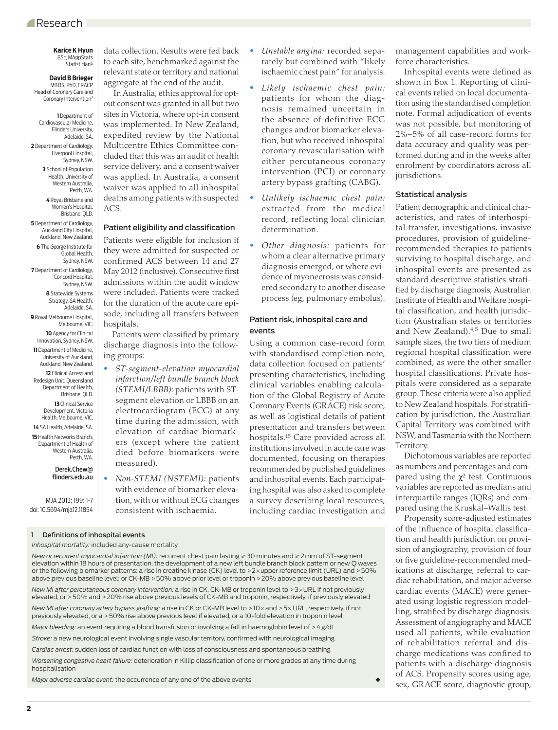**Karice K Hyun**
BSc, MAppStats
Statistician[6]

**David B Brieger**
MBBS, PhD, FRACP
Head of Coronary Care and Coronary Intervention[7]

**1** Department of Cardiovascular Medicine, Flinders University, Adelaide, SA.
**2** Department of Cardiology, Liverpool Hospital, Sydney, NSW.
**3** School of Population Health, University of Western Australia, Perth, WA.
**4** Royal Brisbane and Women's Hospital, Brisbane, QLD.
**5** Department of Cardiology, Auckland City Hospital, Auckland, New Zealand.
**6** The George Institute for Global Health, Sydney, NSW.
**7** Department of Cardiology, Concord Hospital, Sydney, NSW.
**8** Statewide Systems Strategy, SA Health, Adelaide, SA.
**9** Royal Melbourne Hospital, Melbourne, VIC.
**10** Agency for Clinical Innovation, Sydney, NSW.
**11** Department of Medicine, University of Auckland, Auckland, New Zealand.
**12** Clinical Access and Redesign Unit, Queensland Department of Health, Brisbane, QLD.
**13** Clinical Service Development, Victoria Health, Melbourne, VIC.
**14** SA Health, Adelaide, SA.
**15** Health Networks Branch, Department of Health of Western Australia, Perth, WA.

**Derek.Chew@flinders.edu.au**

MJA 2013; 199: 1-7
doi: 10.5694/mja12.11854

data collection. Results were fed back to each site, benchmarked against the relevant state or territory and national aggregate at the end of the audit.

In Australia, ethics approval for opt-out consent was granted in all but two sites in Victoria, where opt-in consent was implemented. In New Zealand, expedited review by the National Multicentre Ethics Committee concluded that this was an audit of health service delivery, and a consent waiver was applied. In Australia, a consent waiver was applied to all inhospital deaths among patients with suspected ACS.

### Patient eligibility and classification

Patients were eligible for inclusion if they were admitted for suspected or confirmed ACS between 14 and 27 May 2012 (inclusive). Consecutive first admissions within the audit window were included. Patients were tracked for the duration of the acute care episode, including all transfers between hospitals.

Patients were classified by primary discharge diagnosis into the following groups:

- *ST-segment-elevation myocardial infarction/left bundle branch block (STEMI/LBBB):* patients with ST-segment elevation or LBBB on an electrocardiogram (ECG) at any time during the admission, with elevation of cardiac biomarkers (except where the patient died before biomarkers were measured).
- *Non-STEMI (NSTEMI):* patients with evidence of biomarker elevation, with or without ECG changes consistent with ischaemia.
- *Unstable angina:* recorded separately but combined with "likely ischaemic chest pain" for analysis.
- *Likely ischaemic chest pain:* patients for whom the diagnosis remained uncertain in the absence of definitive ECG changes and/or biomarker elevation, but who received inhospital coronary revascularisation with either percutaneous coronary intervention (PCI) or coronary artery bypass grafting (CABG).
- *Unlikely ischaemic chest pain:* extracted from the medical record, reflecting local clinician determination.
- *Other diagnosis:* patients for whom a clear alternative primary diagnosis emerged, or where evidence of myonecrosis was considered secondary to another disease process (eg, pulmonary embolus).

### Patient risk, inhospital care and events

Using a common case-record form with standardised completion note, data collection focused on patients' presenting characteristics, including clinical variables enabling calculation of the Global Registry of Acute Coronary Events (GRACE) risk score, as well as logistical details of patient presentation and transfers between hospitals.[15] Care provided across all institutions involved in acute care was documented, focusing on therapies recommended by published guidelines and inhospital events. Each participating hospital was also asked to complete a survey describing local resources, including cardiac investigation and management capabilities and workforce characteristics.

Inhospital events were defined as shown in Box 1. Reporting of clinical events relied on local documentation using the standardised completion note. Formal adjudication of events was not possible, but monitoring of 2%–5% of all case-record forms for data accuracy and quality was performed during and in the weeks after enrolment by coordinators across all jurisdictions.

### Statistical analysis

Patient demographic and clinical characteristics, and rates of interhospital transfer, investigations, invasive procedures, provision of guideline-recommended therapies to patients surviving to hospital discharge, and inhospital events are presented as standard descriptive statistics stratified by discharge diagnosis, Australian Institute of Health and Welfare hospital classification, and health jurisdiction (Australian states or territories and New Zealand).[4,5] Due to small sample sizes, the two tiers of medium regional hospital classification were combined, as were the other smaller hospital classifications. Private hospitals were considered as a separate group. These criteria were also applied to New Zealand hospitals. For stratification by jurisdiction, the Australian Capital Territory was combined with NSW, and Tasmania with the Northern Territory.

Dichotomous variables are reported as numbers and percentages and compared using the $\chi^2$ test. Continuous variables are reported as medians and interquartile ranges (IQRs) and compared using the Kruskal–Wallis test.

Propensity score-adjusted estimates of the influence of hospital classification and health jurisdiction on provision of angiography, provision of four or five guideline-recommended medications at discharge, referral to cardiac rehabilitation, and major adverse cardiac events (MACE) were generated using logistic regression modelling, stratified by discharge diagnosis. Assessment of angiography and MACE used all patients, while evaluation of rehabilitation referral and discharge medications was confined to patients with a discharge diagnosis of ACS. Propensity scores using age, sex, GRACE score, diagnostic group,

**1 Definitions of inhospital events**

*Inhospital mortality:* included any-cause mortality

*New or recurrent myocardial infarction (MI):* recurrent chest pain lasting ⩾ 30 minutes and ⩾ 2 mm of ST-segment elevation within 18 hours of presentation, the development of a new left bundle branch block pattern or new Q waves or the following biomarker patterns: a rise in creatine kinase (CK) level to > 2 × upper reference limit (URL) and > 50% above previous baseline level; or CK-MB > 50% above prior level or troponin > 20% above previous baseline level

*New MI after percutaneous coronary intervention:* a rise in CK, CK-MB or troponin level to > 3 × URL if not previously elevated, or > 50% and > 20% rise above previous levels of CK-MB and troponin, respectively, if previously elevated

*New MI after coronary artery bypass grafting:* a rise in CK or CK-MB level to > 10 × and > 5 × URL, respectively, if not previously elevated, or a > 50% rise above previous level if elevated, or a 10-fold elevation in troponin level

*Major bleeding:* an event requiring a blood transfusion or involving a fall in haemoglobin level of > 4 g/dL

*Stroke:* a new neurological event involving single vascular territory, confirmed with neurological imaging

*Cardiac arrest:* sudden loss of cardiac function with loss of consciousness and spontaneous breathing

*Worsening congestive heart failure:* deterioration in Killip classification of one or more grades at any time during hospitalisation

*Major adverse cardiac event:* the occurrence of any one of the above events ◆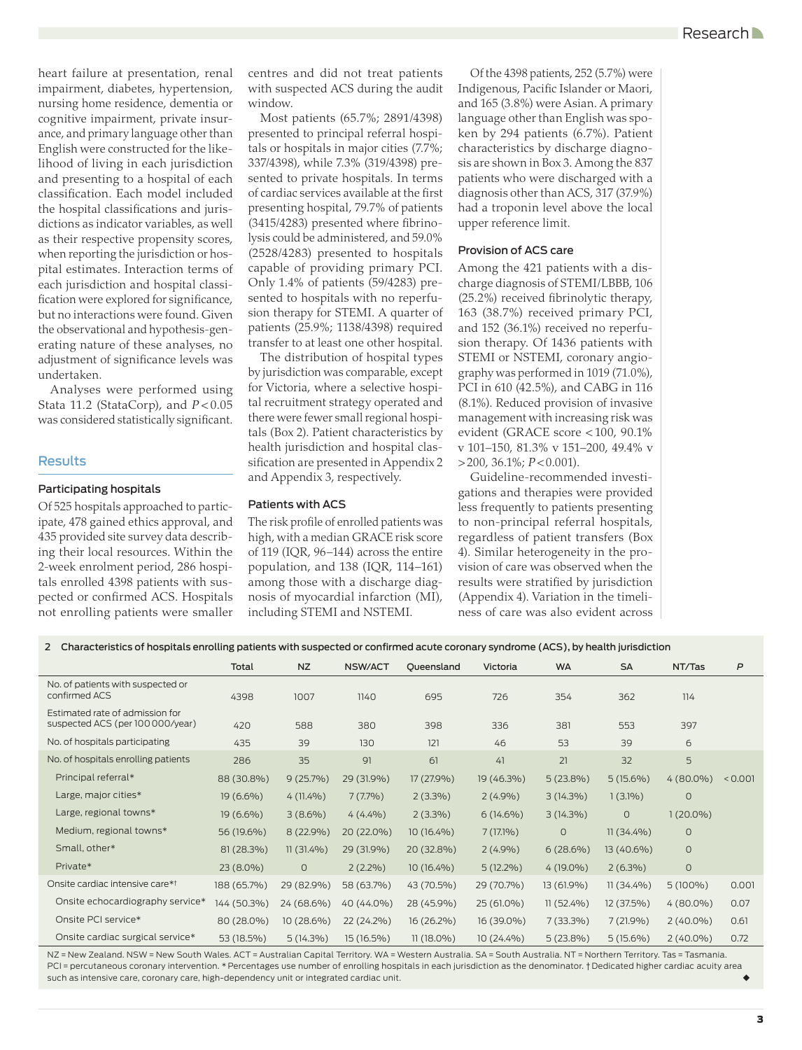heart failure at presentation, renal impairment, diabetes, hypertension, nursing home residence, dementia or cognitive impairment, private insurance, and primary language other than English were constructed for the likelihood of living in each jurisdiction and presenting to a hospital of each classification. Each model included the hospital classifications and jurisdictions as indicator variables, as well as their respective propensity scores, when reporting the jurisdiction or hospital estimates. Interaction terms of each jurisdiction and hospital classification were explored for significance, but no interactions were found. Given the observational and hypothesis-generating nature of these analyses, no adjustment of significance levels was undertaken.

Analyses were performed using Stata 11.2 (StataCorp), and $P < 0.05$ was considered statistically significant.

## Results

### Participating hospitals

Of 525 hospitals approached to participate, 478 gained ethics approval, and 435 provided site survey data describing their local resources. Within the 2-week enrolment period, 286 hospitals enrolled 4398 patients with suspected or confirmed ACS. Hospitals not enrolling patients were smaller centres and did not treat patients with suspected ACS during the audit window.

Most patients (65.7%; 2891/4398) presented to principal referral hospitals or hospitals in major cities (7.7%; 337/4398), while 7.3% (319/4398) presented to private hospitals. In terms of cardiac services available at the first presenting hospital, 79.7% of patients (3415/4283) presented where fibrinolysis could be administered, and 59.0% (2528/4283) presented to hospitals capable of providing primary PCI. Only 1.4% of patients (59/4283) presented to hospitals with no reperfusion therapy for STEMI. A quarter of patients (25.9%; 1138/4398) required transfer to at least one other hospital.

The distribution of hospital types by jurisdiction was comparable, except for Victoria, where a selective hospital recruitment strategy operated and there were fewer small regional hospitals (Box 2). Patient characteristics by health jurisdiction and hospital classification are presented in Appendix 2 and Appendix 3, respectively.

### Patients with ACS

The risk profile of enrolled patients was high, with a median GRACE risk score of 119 (IQR, 96–144) across the entire population, and 138 (IQR, 114–161) among those with a discharge diagnosis of myocardial infarction (MI), including STEMI and NSTEMI.

Of the 4398 patients, 252 (5.7%) were Indigenous, Pacific Islander or Maori, and 165 (3.8%) were Asian. A primary language other than English was spoken by 294 patients (6.7%). Patient characteristics by discharge diagnosis are shown in Box 3. Among the 837 patients who were discharged with a diagnosis other than ACS, 317 (37.9%) had a troponin level above the local upper reference limit.

### Provision of ACS care

Among the 421 patients with a discharge diagnosis of STEMI/LBBB, 106 (25.2%) received fibrinolytic therapy, 163 (38.7%) received primary PCI, and 152 (36.1%) received no reperfusion therapy. Of 1436 patients with STEMI or NSTEMI, coronary angiography was performed in 1019 (71.0%), PCI in 610 (42.5%), and CABG in 116 (8.1%). Reduced provision of invasive management with increasing risk was evident (GRACE score < 100, 90.1% v 101–150, 81.3% v 151–200, 49.4% v > 200, 36.1%; $P < 0.001$).

Guideline-recommended investigations and therapies were provided less frequently to patients presenting to non-principal referral hospitals, regardless of patient transfers (Box 4). Similar heterogeneity in the provision of care was observed when the results were stratified by jurisdiction (Appendix 4). Variation in the timeliness of care was also evident across

**2 Characteristics of hospitals enrolling patients with suspected or confirmed acute coronary syndrome (ACS), by health jurisdiction**

| | Total | NZ | NSW/ACT | Queensland | Victoria | WA | SA | NT/Tas | P |
|---|---|---|---|---|---|---|---|---|---|
| No. of patients with suspected or confirmed ACS | 4398 | 1007 | 1140 | 695 | 726 | 354 | 362 | 114 | |
| Estimated rate of admission for suspected ACS (per 100 000/year) | 420 | 588 | 380 | 398 | 336 | 381 | 553 | 397 | |
| No. of hospitals participating | 435 | 39 | 130 | 121 | 46 | 53 | 39 | 6 | |
| No. of hospitals enrolling patients | 286 | 35 | 91 | 61 | 41 | 21 | 32 | 5 | |
| Principal referral* | 88 (30.8%) | 9 (25.7%) | 29 (31.9%) | 17 (27.9%) | 19 (46.3%) | 5 (23.8%) | 5 (15.6%) | 4 (80.0%) | < 0.001 |
| Large, major cities* | 19 (6.6%) | 4 (11.4%) | 7 (7.7%) | 2 (3.3%) | 2 (4.9%) | 3 (14.3%) | 1 (3.1%) | 0 | |
| Large, regional towns* | 19 (6.6%) | 3 (8.6%) | 4 (4.4%) | 2 (3.3%) | 6 (14.6%) | 3 (14.3%) | 0 | 1 (20.0%) | |
| Medium, regional towns* | 56 (19.6%) | 8 (22.9%) | 20 (22.0%) | 10 (16.4%) | 7 (17.1%) | 0 | 11 (34.4%) | 0 | |
| Small, other* | 81 (28.3%) | 11 (31.4%) | 29 (31.9%) | 20 (32.8%) | 2 (4.9%) | 6 (28.6%) | 13 (40.6%) | 0 | |
| Private* | 23 (8.0%) | 0 | 2 (2.2%) | 10 (16.4%) | 5 (12.2%) | 4 (19.0%) | 2 (6.3%) | 0 | |
| Onsite cardiac intensive care*† | 188 (65.7%) | 29 (82.9%) | 58 (63.7%) | 43 (70.5%) | 29 (70.7%) | 13 (61.9%) | 11 (34.4%) | 5 (100%) | 0.001 |
| Onsite echocardiography service* | 144 (50.3%) | 24 (68.6%) | 40 (44.0%) | 28 (45.9%) | 25 (61.0%) | 11 (52.4%) | 12 (37.5%) | 4 (80.0%) | 0.07 |
| Onsite PCI service* | 80 (28.0%) | 10 (28.6%) | 22 (24.2%) | 16 (26.2%) | 16 (39.0%) | 7 (33.3%) | 7 (21.9%) | 2 (40.0%) | 0.61 |
| Onsite cardiac surgical service* | 53 (18.5%) | 5 (14.3%) | 15 (16.5%) | 11 (18.0%) | 10 (24.4%) | 5 (23.8%) | 5 (15.6%) | 2 (40.0%) | 0.72 |

NZ = New Zealand. NSW = New South Wales. ACT = Australian Capital Territory. WA = Western Australia. SA = South Australia. NT = Northern Territory. Tas = Tasmania. PCI = percutaneous coronary intervention. * Percentages use number of enrolling hospitals in each jurisdiction as the denominator. † Dedicated higher cardiac acuity area such as intensive care, coronary care, high-dependency unit or integrated cardiac unit.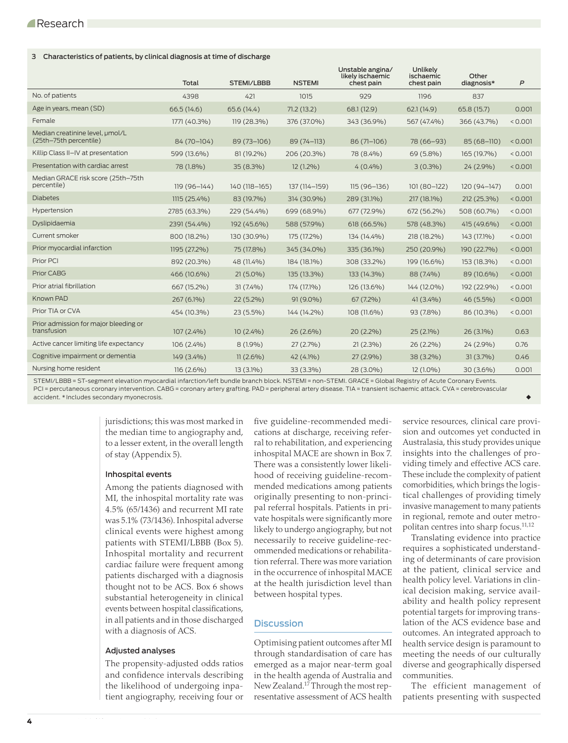**3 Characteristics of patients, by clinical diagnosis at time of discharge**

| | Total | STEMI/LBBB | NSTEMI | Unstable angina/ likely ischaemic chest pain | Unlikely ischaemic chest pain | Other diagnosis* | P |
|---|---|---|---|---|---|---|---|
| No. of patients | 4398 | 421 | 1015 | 929 | 1196 | 837 | |
| Age in years, mean (SD) | 66.5 (14.6) | 65.6 (14.4) | 71.2 (13.2) | 68.1 (12.9) | 62.1 (14.9) | 65.8 (15.7) | 0.001 |
| Female | 1771 (40.3%) | 119 (28.3%) | 376 (37.0%) | 343 (36.9%) | 567 (47.4%) | 366 (43.7%) | < 0.001 |
| Median creatinine level, µmol/L (25th–75th percentile) | 84 (70–104) | 89 (73–106) | 89 (74–113) | 86 (71–106) | 78 (66–93) | 85 (68–110) | < 0.001 |
| Killip Class II–IV at presentation | 599 (13.6%) | 81 (19.2%) | 206 (20.3%) | 78 (8.4%) | 69 (5.8%) | 165 (19.7%) | < 0.001 |
| Presentation with cardiac arrest | 78 (1.8%) | 35 (8.3%) | 12 (1.2%) | 4 (0.4%) | 3 (0.3%) | 24 (2.9%) | < 0.001 |
| Median GRACE risk score (25th–75th percentile) | 119 (96–144) | 140 (118–165) | 137 (114–159) | 115 (96–136) | 101 (80–122) | 120 (94–147) | 0.001 |
| Diabetes | 1115 (25.4%) | 83 (19.7%) | 314 (30.9%) | 289 (31.1%) | 217 (18.1%) | 212 (25.3%) | < 0.001 |
| Hypertension | 2785 (63.3%) | 229 (54.4%) | 699 (68.9%) | 677 (72.9%) | 672 (56.2%) | 508 (60.7%) | < 0.001 |
| Dyslipidaemia | 2391 (54.4%) | 192 (45.6%) | 588 (57.9%) | 618 (66.5%) | 578 (48.3%) | 415 (49.6%) | < 0.001 |
| Current smoker | 800 (18.2%) | 130 (30.9%) | 175 (17.2%) | 134 (14.4%) | 218 (18.2%) | 143 (17.1%) | < 0.001 |
| Prior myocardial infarction | 1195 (27.2%) | 75 (17.8%) | 345 (34.0%) | 335 (36.1%) | 250 (20.9%) | 190 (22.7%) | < 0.001 |
| Prior PCI | 892 (20.3%) | 48 (11.4%) | 184 (18.1%) | 308 (33.2%) | 199 (16.6%) | 153 (18.3%) | < 0.001 |
| Prior CABG | 466 (10.6%) | 21 (5.0%) | 135 (13.3%) | 133 (14.3%) | 88 (7.4%) | 89 (10.6%) | < 0.001 |
| Prior atrial fibrillation | 667 (15.2%) | 31 (7.4%) | 174 (17.1%) | 126 (13.6%) | 144 (12.0%) | 192 (22.9%) | < 0.001 |
| Known PAD | 267 (6.1%) | 22 (5.2%) | 91 (9.0%) | 67 (7.2%) | 41 (3.4%) | 46 (5.5%) | < 0.001 |
| Prior TIA or CVA | 454 (10.3%) | 23 (5.5%) | 144 (14.2%) | 108 (11.6%) | 93 (7.8%) | 86 (10.3%) | < 0.001 |
| Prior admission for major bleeding or transfusion | 107 (2.4%) | 10 (2.4%) | 26 (2.6%) | 20 (2.2%) | 25 (2.1%) | 26 (3.1%) | 0.63 |
| Active cancer limiting life expectancy | 106 (2.4%) | 8 (1.9%) | 27 (2.7%) | 21 (2.3%) | 26 (2.2%) | 24 (2.9%) | 0.76 |
| Cognitive impairment or dementia | 149 (3.4%) | 11 (2.6%) | 42 (4.1%) | 27 (2.9%) | 38 (3.2%) | 31 (3.7%) | 0.46 |
| Nursing home resident | 116 (2.6%) | 13 (3.1%) | 33 (3.3%) | 28 (3.0%) | 12 (1.0%) | 30 (3.6%) | 0.001 |

STEMI/LBBB = ST-segment elevation myocardial infarction/left bundle branch block. NSTEMI = non-STEMI. GRACE = Global Registry of Acute Coronary Events. PCI = percutaneous coronary intervention. CABG = coronary artery grafting. PAD = peripheral artery disease. TIA = transient ischaemic attack. CVA = cerebrovascular accident. * Includes secondary myonecrosis. ◆

jurisdictions; this was most marked in the median time to angiography and, to a lesser extent, in the overall length of stay (Appendix 5).

### Inhospital events

Among the patients diagnosed with MI, the inhospital mortality rate was 4.5% (65/1436) and recurrent MI rate was 5.1% (73/1436). Inhospital adverse clinical events were highest among patients with STEMI/LBBB (Box 5). Inhospital mortality and recurrent cardiac failure were frequent among patients discharged with a diagnosis thought not to be ACS. Box 6 shows substantial heterogeneity in clinical events between hospital classifications, in all patients and in those discharged with a diagnosis of ACS.

### Adjusted analyses

The propensity-adjusted odds ratios and confidence intervals describing the likelihood of undergoing inpatient angiography, receiving four or five guideline-recommended medications at discharge, receiving referral to rehabilitation, and experiencing inhospital MACE are shown in Box 7. There was a consistently lower likelihood of receiving guideline-recommended medications among patients originally presenting to non-principal referral hospitals. Patients in private hospitals were significantly more likely to undergo angiography, but not necessarily to receive guideline-recommended medications or rehabilitation referral. There was more variation in the occurrence of inhospital MACE at the health jurisdiction level than between hospital types.

## Discussion

Optimising patient outcomes after MI through standardisation of care has emerged as a major near-term goal in the health agenda of Australia and New Zealand.[17] Through the most representative assessment of ACS health service resources, clinical care provision and outcomes yet conducted in Australasia, this study provides unique insights into the challenges of providing timely and effective ACS care. These include the complexity of patient comorbidities, which brings the logistical challenges of providing timely invasive management to many patients in regional, remote and outer metropolitan centres into sharp focus.[11,12]

Translating evidence into practice requires a sophisticated understanding of determinants of care provision at the patient, clinical service and health policy level. Variations in clinical decision making, service availability and health policy represent potential targets for improving translation of the ACS evidence base and outcomes. An integrated approach to health service design is paramount to meeting the needs of our culturally diverse and geographically dispersed communities.

The efficient management of patients presenting with suspected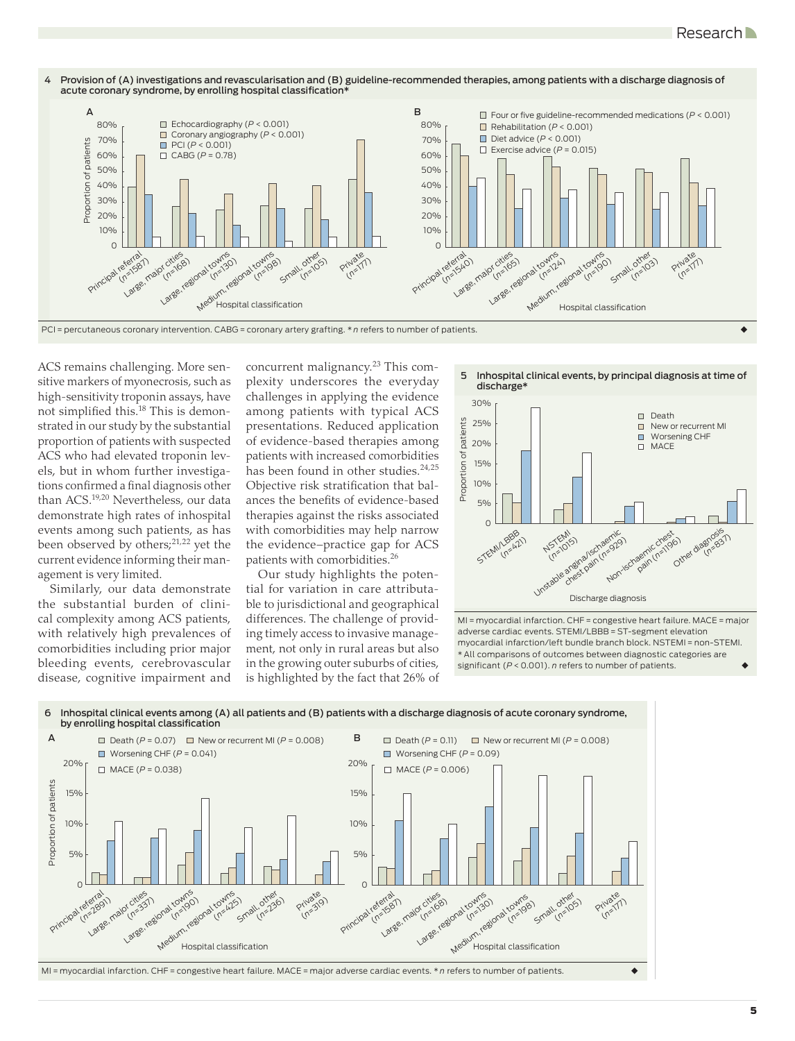**4 Provision of (A) investigations and revascularisation and (B) guideline-recommended therapies, among patients with a discharge diagnosis of acute coronary syndrome, by enrolling hospital classification***

PCI = percutaneous coronary intervention. CABG = coronary artery grafting. * *n* refers to number of patients.

ACS remains challenging. More sensitive markers of myonecrosis, such as high-sensitivity troponin assays, have not simplified this.[18] This is demonstrated in our study by the substantial proportion of patients with suspected ACS who had elevated troponin levels, but in whom further investigations confirmed a final diagnosis other than ACS.[19,20] Nevertheless, our data demonstrate high rates of inhospital events among such patients, as has been observed by others;[21,22] yet the current evidence informing their management is very limited.

Similarly, our data demonstrate the substantial burden of clinical complexity among ACS patients, with relatively high prevalences of comorbidities including prior major bleeding events, cerebrovascular disease, cognitive impairment and concurrent malignancy.[23] This complexity underscores the everyday challenges in applying the evidence among patients with typical ACS presentations. Reduced application of evidence-based therapies among patients with increased comorbidities has been found in other studies.[24,25] Objective risk stratification that balances the benefits of evidence-based therapies against the risks associated with comorbidities may help narrow the evidence–practice gap for ACS patients with comorbidities.[26]

Our study highlights the potential for variation in care attributable to jurisdictional and geographical differences. The challenge of providing timely access to invasive management, not only in rural areas but also in the growing outer suburbs of cities, is highlighted by the fact that 26% of

**5 Inhospital clinical events, by principal diagnosis at time of discharge***

MI = myocardial infarction. CHF = congestive heart failure. MACE = major adverse cardiac events. STEMI/LBBB = ST-segment elevation myocardial infarction/left bundle branch block. NSTEMI = non-STEMI. * All comparisons of outcomes between diagnostic categories are significant ($P < 0.001$). *n* refers to number of patients.

**6 Inhospital clinical events among (A) all patients and (B) patients with a discharge diagnosis of acute coronary syndrome, by enrolling hospital classification**

MI = myocardial infarction. CHF = congestive heart failure. MACE = major adverse cardiac events. * *n* refers to number of patients.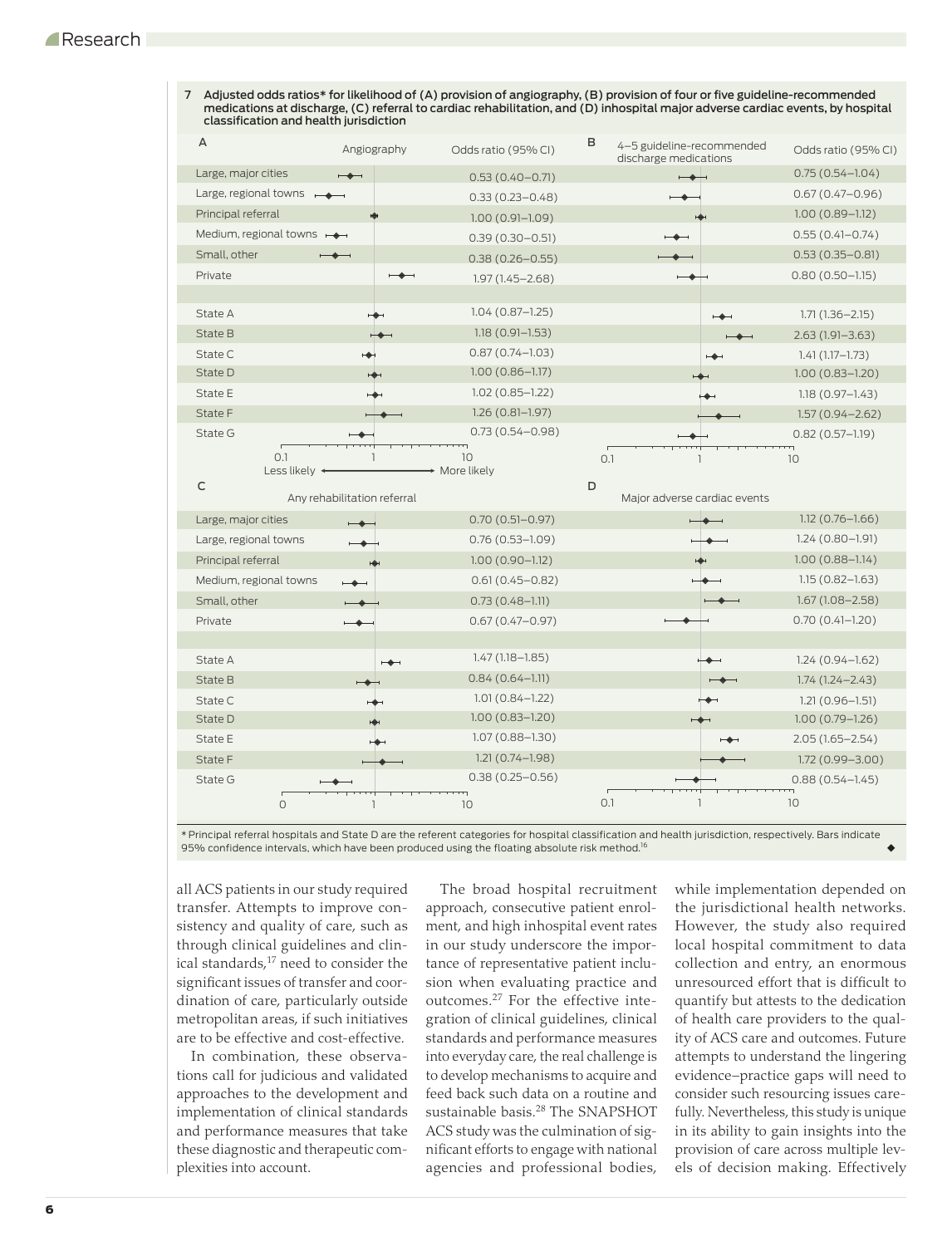**7 Adjusted odds ratios* for likelihood of (A) provision of angiography, (B) provision of four or five guideline-recommended medications at discharge, (C) referral to cardiac rehabilitation, and (D) inhospital major adverse cardiac events, by hospital classification and health jurisdiction**

| | A. Angiography Odds ratio (95% CI) | B. 4–5 guideline-recommended discharge medications Odds ratio (95% CI) | C. Any rehabilitation referral Odds ratio (95% CI) | D. Major adverse cardiac events Odds ratio (95% CI) |
|---|---|---|---|---|
| Large, major cities | 0.53 (0.40–0.71) | 0.75 (0.54–1.04) | 0.70 (0.51–0.97) | 1.12 (0.76–1.66) |
| Large, regional towns | 0.33 (0.23–0.48) | 0.67 (0.47–0.96) | 0.76 (0.53–1.09) | 1.24 (0.80–1.91) |
| Principal referral | 1.00 (0.91–1.09) | 1.00 (0.89–1.12) | 1.00 (0.90–1.12) | 1.00 (0.88–1.14) |
| Medium, regional towns | 0.39 (0.30–0.51) | 0.55 (0.41–0.74) | 0.61 (0.45–0.82) | 1.15 (0.82–1.63) |
| Small, other | 0.38 (0.26–0.55) | 0.53 (0.35–0.81) | 0.73 (0.48–1.11) | 1.67 (1.08–2.58) |
| Private | 1.97 (1.45–2.68) | 0.80 (0.50–1.15) | 0.67 (0.47–0.97) | 0.70 (0.41–1.20) |
| State A | 1.04 (0.87–1.25) | 1.71 (1.36–2.15) | 1.47 (1.18–1.85) | 1.24 (0.94–1.62) |
| State B | 1.18 (0.91–1.53) | 2.63 (1.91–3.63) | 0.84 (0.64–1.11) | 1.74 (1.24–2.43) |
| State C | 0.87 (0.74–1.03) | 1.41 (1.17–1.73) | 1.01 (0.84–1.22) | 1.21 (0.96–1.51) |
| State D | 1.00 (0.86–1.17) | 1.00 (0.83–1.20) | 1.00 (0.83–1.20) | 1.00 (0.79–1.26) |
| State E | 1.02 (0.85–1.22) | 1.18 (0.97–1.43) | 1.07 (0.88–1.30) | 2.05 (1.65–2.54) |
| State F | 1.26 (0.81–1.97) | 1.57 (0.94–2.62) | 1.21 (0.74–1.98) | 1.72 (0.99–3.00) |
| State G | 0.73 (0.54–0.98) | 0.82 (0.57–1.19) | 0.38 (0.25–0.56) | 0.88 (0.54–1.45) |

Less likely ← → More likely

* Principal referral hospitals and State D are the referent categories for hospital classification and health jurisdiction, respectively. Bars indicate 95% confidence intervals, which have been produced using the floating absolute risk method.[16]

all ACS patients in our study required transfer. Attempts to improve consistency and quality of care, such as through clinical guidelines and clinical standards,[17] need to consider the significant issues of transfer and coordination of care, particularly outside metropolitan areas, if such initiatives are to be effective and cost-effective.

In combination, these observations call for judicious and validated approaches to the development and implementation of clinical standards and performance measures that take these diagnostic and therapeutic complexities into account.

The broad hospital recruitment approach, consecutive patient enrolment, and high inhospital event rates in our study underscore the importance of representative patient inclusion when evaluating practice and outcomes.[27] For the effective integration of clinical guidelines, clinical standards and performance measures into everyday care, the real challenge is to develop mechanisms to acquire and feed back such data on a routine and sustainable basis.[28] The SNAPSHOT ACS study was the culmination of significant efforts to engage with national agencies and professional bodies, while implementation depended on the jurisdictional health networks. However, the study also required local hospital commitment to data collection and entry, an enormous unresourced effort that is difficult to quantify but attests to the dedication of health care providers to the quality of ACS care and outcomes. Future attempts to understand the lingering evidence–practice gaps will need to consider such resourcing issues carefully. Nevertheless, this study is unique in its ability to gain insights into the provision of care across multiple levels of decision making. Effectively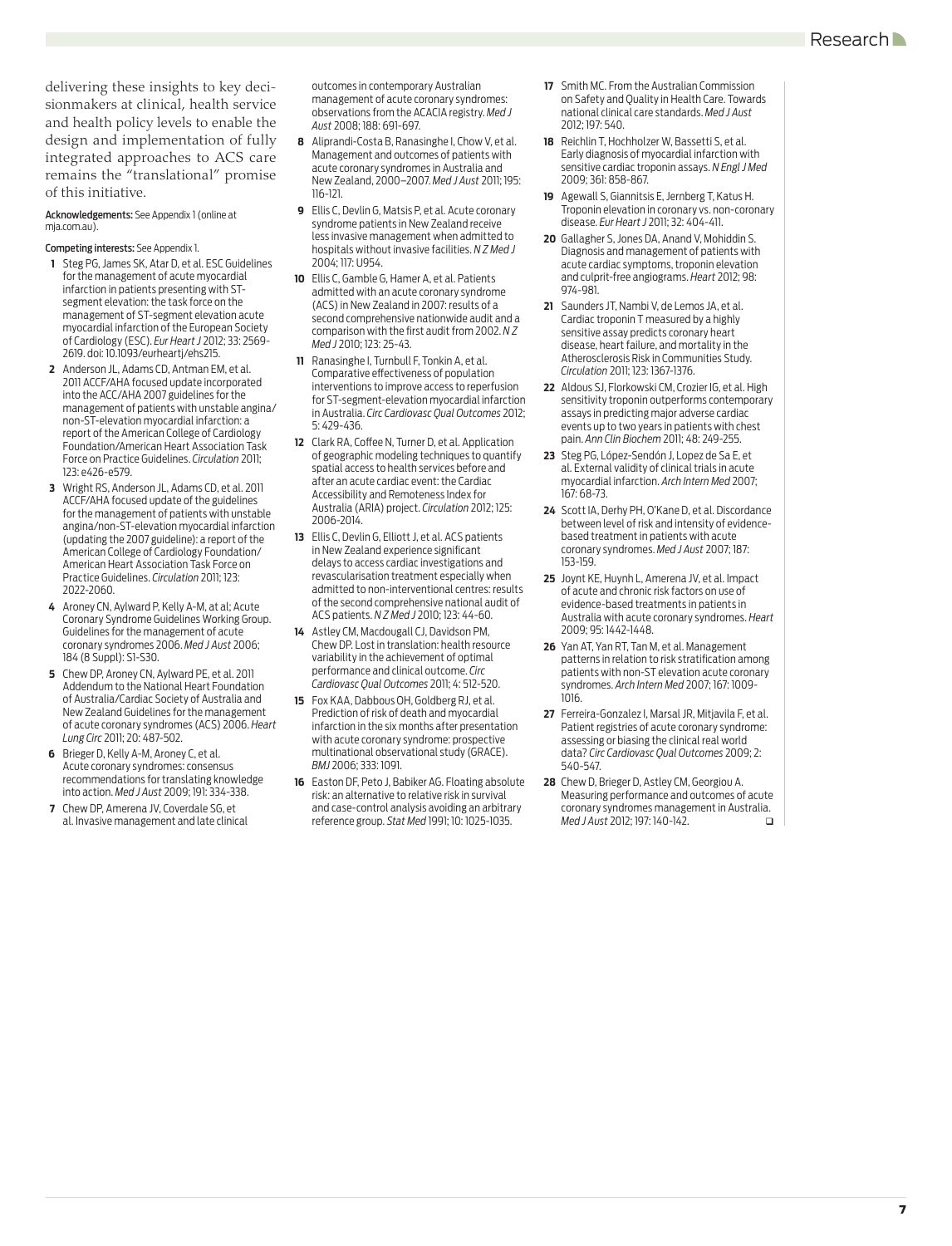delivering these insights to key decisionmakers at clinical, health service and health policy levels to enable the design and implementation of fully integrated approaches to ACS care remains the "translational" promise of this initiative.

**Acknowledgements:** See Appendix 1 (online at mja.com.au).

**Competing interests:** See Appendix 1.

1. Steg PG, James SK, Atar D, et al. ESC Guidelines for the management of acute myocardial infarction in patients presenting with ST-segment elevation: the task force on the management of ST-segment elevation acute myocardial infarction of the European Society of Cardiology (ESC). *Eur Heart J* 2012; 33: 2569-2619. doi: 10.1093/eurheartj/ehs215.
2. Anderson JL, Adams CD, Antman EM, et al. 2011 ACCF/AHA focused update incorporated into the ACC/AHA 2007 guidelines for the management of patients with unstable angina/non-ST-elevation myocardial infarction: a report of the American College of Cardiology Foundation/American Heart Association Task Force on Practice Guidelines. *Circulation* 2011; 123: e426-e579.
3. Wright RS, Anderson JL, Adams CD, et al. 2011 ACCF/AHA focused update of the guidelines for the management of patients with unstable angina/non-ST-elevation myocardial infarction (updating the 2007 guideline): a report of the American College of Cardiology Foundation/American Heart Association Task Force on Practice Guidelines. *Circulation* 2011; 123: 2022-2060.
4. Aroney CN, Aylward P, Kelly A-M, at al; Acute Coronary Syndrome Guidelines Working Group. Guidelines for the management of acute coronary syndromes 2006. *Med J Aust* 2006; 184 (8 Suppl): S1-S30.
5. Chew DP, Aroney CN, Aylward PE, et al. 2011 Addendum to the National Heart Foundation of Australia/Cardiac Society of Australia and New Zealand Guidelines for the management of acute coronary syndromes (ACS) 2006. *Heart Lung Circ* 2011; 20: 487-502.
6. Brieger D, Kelly A-M, Aroney C, et al. Acute coronary syndromes: consensus recommendations for translating knowledge into action. *Med J Aust* 2009; 191: 334-338.
7. Chew DP, Amerena JV, Coverdale SG, et al. Invasive management and late clinical outcomes in contemporary Australian management of acute coronary syndromes: observations from the ACACIA registry. *Med J Aust* 2008; 188: 691-697.
8. Aliprandi-Costa B, Ranasinghe I, Chow V, et al. Management and outcomes of patients with acute coronary syndromes in Australia and New Zealand, 2000–2007. *Med J Aust* 2011; 195: 116-121.
9. Ellis C, Devlin G, Matsis P, et al. Acute coronary syndrome patients in New Zealand receive less invasive management when admitted to hospitals without invasive facilities. *N Z Med J* 2004; 117: U954.
10. Ellis C, Gamble G, Hamer A, et al. Patients admitted with an acute coronary syndrome (ACS) in New Zealand in 2007: results of a second comprehensive nationwide audit and a comparison with the first audit from 2002. *N Z Med J* 2010; 123: 25-43.
11. Ranasinghe I, Turnbull F, Tonkin A, et al. Comparative effectiveness of population interventions to improve access to reperfusion for ST-segment-elevation myocardial infarction in Australia. *Circ Cardiovasc Qual Outcomes* 2012; 5: 429-436.
12. Clark RA, Coffee N, Turner D, et al. Application of geographic modeling techniques to quantify spatial access to health services before and after an acute cardiac event: the Cardiac Accessibility and Remoteness Index for Australia (ARIA) project. *Circulation* 2012; 125: 2006-2014.
13. Ellis C, Devlin G, Elliott J, et al. ACS patients in New Zealand experience significant delays to access cardiac investigations and revascularisation treatment especially when admitted to non-interventional centres: results of the second comprehensive national audit of ACS patients. *N Z Med J* 2010; 123: 44-60.
14. Astley CM, Macdougall CJ, Davidson PM, Chew DP. Lost in translation: health resource variability in the achievement of optimal performance and clinical outcome. *Circ Cardiovasc Qual Outcomes* 2011; 4: 512-520.
15. Fox KAA, Dabbous OH, Goldberg RJ, et al. Prediction of risk of death and myocardial infarction in the six months after presentation with acute coronary syndrome: prospective multinational observational study (GRACE). *BMJ* 2006; 333: 1091.
16. Easton DF, Peto J, Babiker AG. Floating absolute risk: an alternative to relative risk in survival and case-control analysis avoiding an arbitrary reference group. *Stat Med* 1991; 10: 1025-1035.
17. Smith MC. From the Australian Commission on Safety and Quality in Health Care. Towards national clinical care standards. *Med J Aust* 2012; 197: 540.
18. Reichlin T, Hochholzer W, Bassetti S, et al. Early diagnosis of myocardial infarction with sensitive cardiac troponin assays. *N Engl J Med* 2009; 361: 858-867.
19. Agewall S, Giannitsis E, Jernberg T, Katus H. Troponin elevation in coronary vs. non-coronary disease. *Eur Heart J* 2011; 32: 404-411.
20. Gallagher S, Jones DA, Anand V, Mohiddin S. Diagnosis and management of patients with acute cardiac symptoms, troponin elevation and culprit-free angiograms. *Heart* 2012; 98: 974-981.
21. Saunders JT, Nambi V, de Lemos JA, et al. Cardiac troponin T measured by a highly sensitive assay predicts coronary heart disease, heart failure, and mortality in the Atherosclerosis Risk in Communities Study. *Circulation* 2011; 123: 1367-1376.
22. Aldous SJ, Florkowski CM, Crozier IG, et al. High sensitivity troponin outperforms contemporary assays in predicting major adverse cardiac events up to two years in patients with chest pain. *Ann Clin Biochem* 2011; 48: 249-255.
23. Steg PG, López-Sendón J, Lopez de Sa E, et al. External validity of clinical trials in acute myocardial infarction. *Arch Intern Med* 2007; 167: 68-73.
24. Scott IA, Derhy PH, O'Kane D, et al. Discordance between level of risk and intensity of evidence-based treatment in patients with acute coronary syndromes. *Med J Aust* 2007; 187: 153-159.
25. Joynt KE, Huynh L, Amerena JV, et al. Impact of acute and chronic risk factors on use of evidence-based treatments in patients in Australia with acute coronary syndromes. *Heart* 2009; 95: 1442-1448.
26. Yan AT, Yan RT, Tan M, et al. Management patterns in relation to risk stratification among patients with non-ST elevation acute coronary syndromes. *Arch Intern Med* 2007; 167: 1009-1016.
27. Ferreira-Gonzalez I, Marsal JR, Mitjavila F, et al. Patient registries of acute coronary syndrome: assessing or biasing the clinical real world data? *Circ Cardiovasc Qual Outcomes* 2009; 2: 540-547.
28. Chew D, Brieger D, Astley CM, Georgiou A. Measuring performance and outcomes of acute coronary syndromes management in Australia. *Med J Aust* 2012; 197: 140-142. ❑